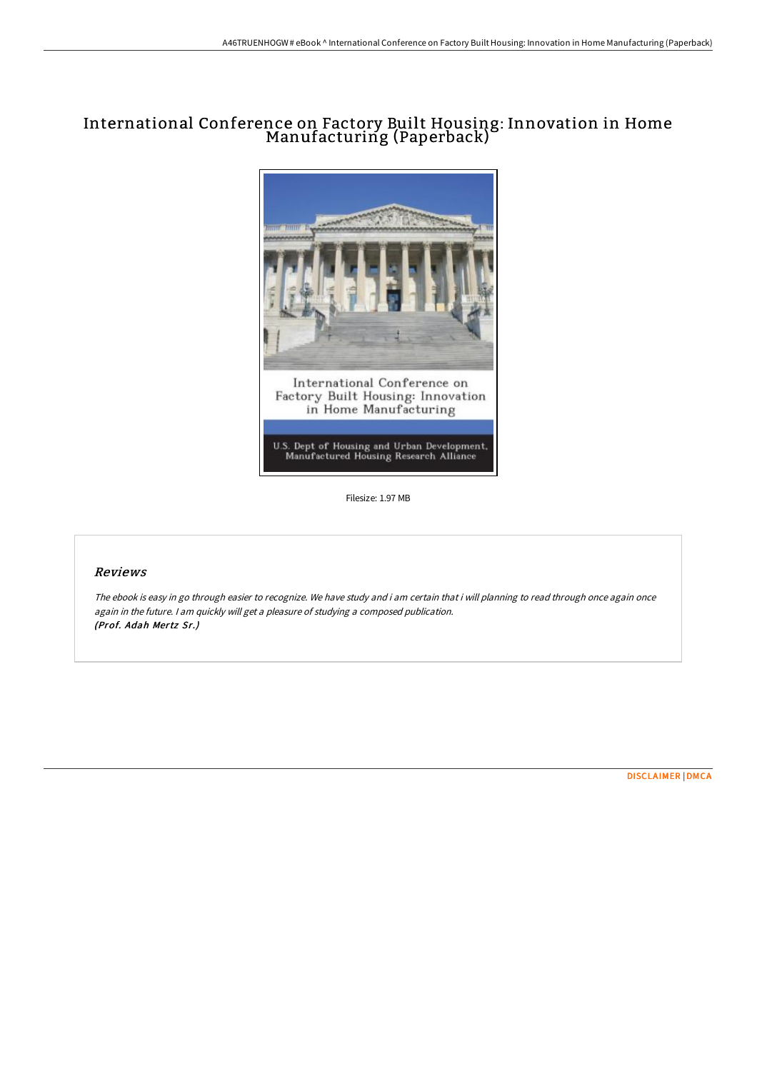# International Conference on Factory Built Housing: Innovation in Home Manufacturing (Paperback)

Filesize: 1.97 MB

## *Reviews*

*The ebook is easy in go through easier to recognize. We have study and i am certain that i will planning to read through once again once again in the future. I am quickly will get a pleasure of studying a composed publication.*
***(Prof. Adah Mertz Sr.)***

DISCLAIMER | DMCA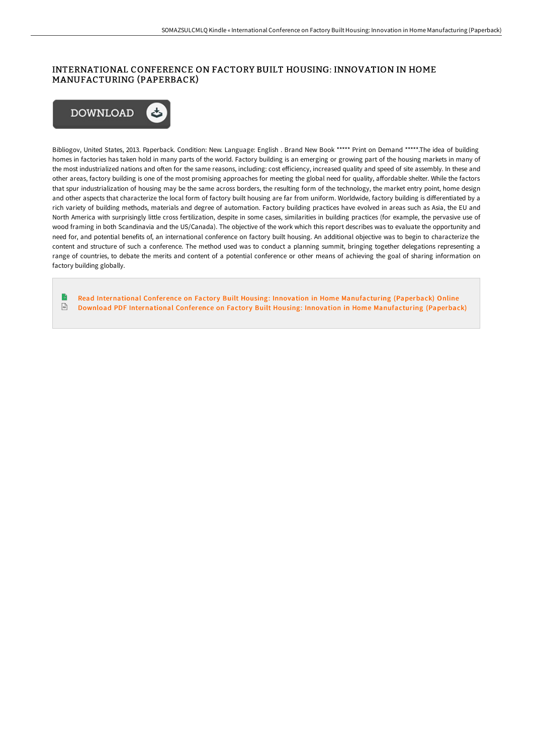# INTERNATIONAL CONFERENCE ON FACTORY BUILT HOUSING: INNOVATION IN HOME MANUFACTURING (PAPERBACK)

DOWNLOAD

Bibliogov, United States, 2013. Paperback. Condition: New. Language: English . Brand New Book ***** Print on Demand *****.The idea of building homes in factories has taken hold in many parts of the world. Factory building is an emerging or growing part of the housing markets in many of the most industrialized nations and often for the same reasons, including: cost efficiency, increased quality and speed of site assembly. In these and other areas, factory building is one of the most promising approaches for meeting the global need for quality, affordable shelter. While the factors that spur industrialization of housing may be the same across borders, the resulting form of the technology, the market entry point, home design and other aspects that characterize the local form of factory built housing are far from uniform. Worldwide, factory building is differentiated by a rich variety of building methods, materials and degree of automation. Factory building practices have evolved in areas such as Asia, the EU and North America with surprisingly little cross fertilization, despite in some cases, similarities in building practices (for example, the pervasive use of wood framing in both Scandinavia and the US/Canada). The objective of the work which this report describes was to evaluate the opportunity and need for, and potential benefits of, an international conference on factory built housing. An additional objective was to begin to characterize the content and structure of such a conference. The method used was to conduct a planning summit, bringing together delegations representing a range of countries, to debate the merits and content of a potential conference or other means of achieving the goal of sharing information on factory building globally.

- Read International Conference on Factory Built Housing: Innovation in Home Manufacturing (Paperback) Online
- Download PDF International Conference on Factory Built Housing: Innovation in Home Manufacturing (Paperback)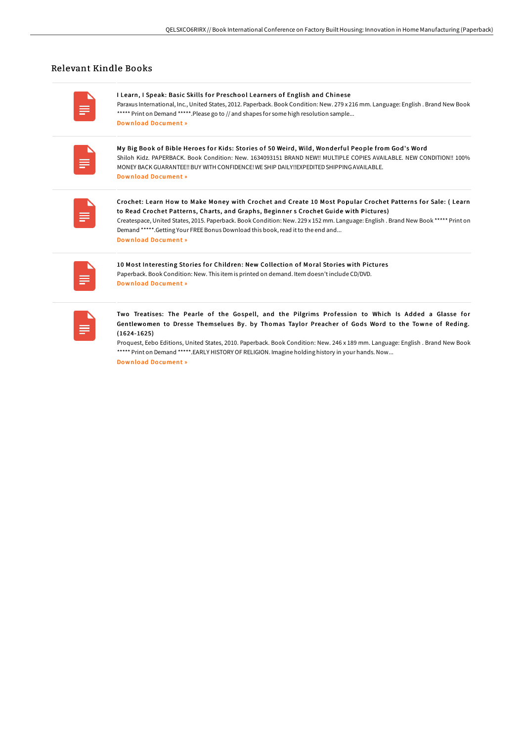## Relevant Kindle Books

**I Learn, I Speak: Basic Skills for Preschool Learners of English and Chinese**

Paraxus International, Inc., United States, 2012. Paperback. Book Condition: New. 279 x 216 mm. Language: English . Brand New Book ***** Print on Demand *****.Please go to // and shapes for some high resolution sample...

Download Document »

**My Big Book of Bible Heroes for Kids: Stories of 50 Weird, Wild, Wonderful People from God's Word**

Shiloh Kidz. PAPERBACK. Book Condition: New. 1634093151 BRAND NEW!! MULTIPLE COPIES AVAILABLE. NEW CONDITION!! 100% MONEY BACK GUARANTEE!! BUY WITH CONFIDENCE! WE SHIP DAILY!!EXPEDITED SHIPPING AVAILABLE.

Download Document »

**Crochet: Learn How to Make Money with Crochet and Create 10 Most Popular Crochet Patterns for Sale: ( Learn to Read Crochet Patterns, Charts, and Graphs, Beginner s Crochet Guide with Pictures)**

Createspace, United States, 2015. Paperback. Book Condition: New. 229 x 152 mm. Language: English . Brand New Book ***** Print on Demand *****.Getting Your FREE Bonus Download this book, read it to the end and...

Download Document »

**10 Most Interesting Stories for Children: New Collection of Moral Stories with Pictures**

Paperback. Book Condition: New. This item is printed on demand. Item doesn't include CD/DVD.

Download Document »

**Two Treatises: The Pearle of the Gospell, and the Pilgrims Profession to Which Is Added a Glasse for Gentlewomen to Dresse Themselues By. by Thomas Taylor Preacher of Gods Word to the Towne of Reding. (1624-1625)**

Proquest, Eebo Editions, United States, 2010. Paperback. Book Condition: New. 246 x 189 mm. Language: English . Brand New Book ***** Print on Demand *****.EARLY HISTORY OF RELIGION. Imagine holding history in your hands. Now...

Download Document »